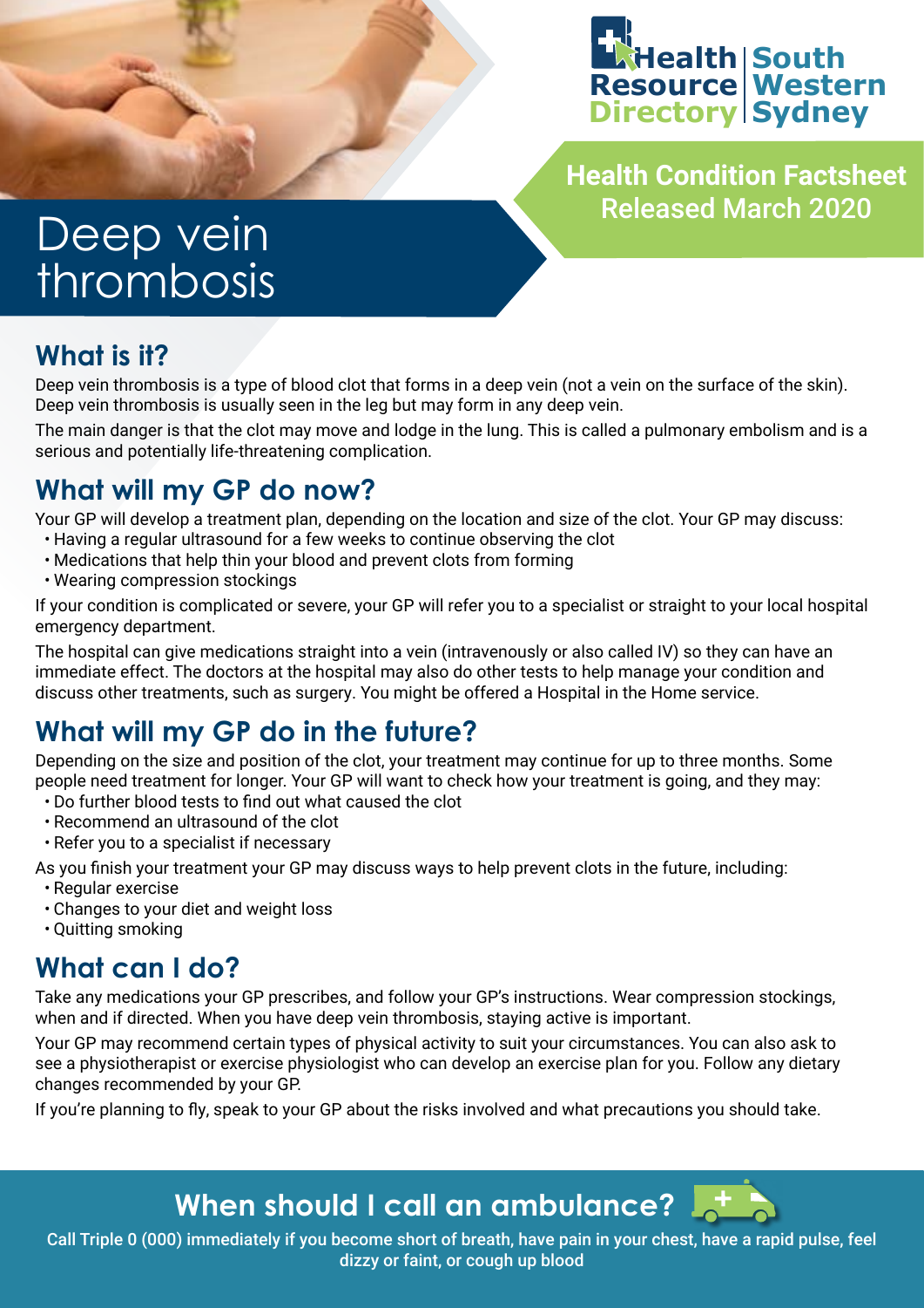Health Resource Directory | South Western Sydney

**Health Condition Factsheet**
**Released March 2020**

# Deep vein thrombosis

## What is it?

Deep vein thrombosis is a type of blood clot that forms in a deep vein (not a vein on the surface of the skin). Deep vein thrombosis is usually seen in the leg but may form in any deep vein.

The main danger is that the clot may move and lodge in the lung. This is called a pulmonary embolism and is a serious and potentially life-threatening complication.

## What will my GP do now?

Your GP will develop a treatment plan, depending on the location and size of the clot. Your GP may discuss:

- Having a regular ultrasound for a few weeks to continue observing the clot
- Medications that help thin your blood and prevent clots from forming
- Wearing compression stockings

If your condition is complicated or severe, your GP will refer you to a specialist or straight to your local hospital emergency department.

The hospital can give medications straight into a vein (intravenously or also called IV) so they can have an immediate effect. The doctors at the hospital may also do other tests to help manage your condition and discuss other treatments, such as surgery. You might be offered a Hospital in the Home service.

## What will my GP do in the future?

Depending on the size and position of the clot, your treatment may continue for up to three months. Some people need treatment for longer. Your GP will want to check how your treatment is going, and they may:

- Do further blood tests to find out what caused the clot
- Recommend an ultrasound of the clot
- Refer you to a specialist if necessary

As you finish your treatment your GP may discuss ways to help prevent clots in the future, including:

- Regular exercise
- Changes to your diet and weight loss
- Quitting smoking

## What can I do?

Take any medications your GP prescribes, and follow your GP's instructions. Wear compression stockings, when and if directed. When you have deep vein thrombosis, staying active is important.

Your GP may recommend certain types of physical activity to suit your circumstances. You can also ask to see a physiotherapist or exercise physiologist who can develop an exercise plan for you. Follow any dietary changes recommended by your GP.

If you're planning to fly, speak to your GP about the risks involved and what precautions you should take.

## When should I call an ambulance?

Call Triple 0 (000) immediately if you become short of breath, have pain in your chest, have a rapid pulse, feel dizzy or faint, or cough up blood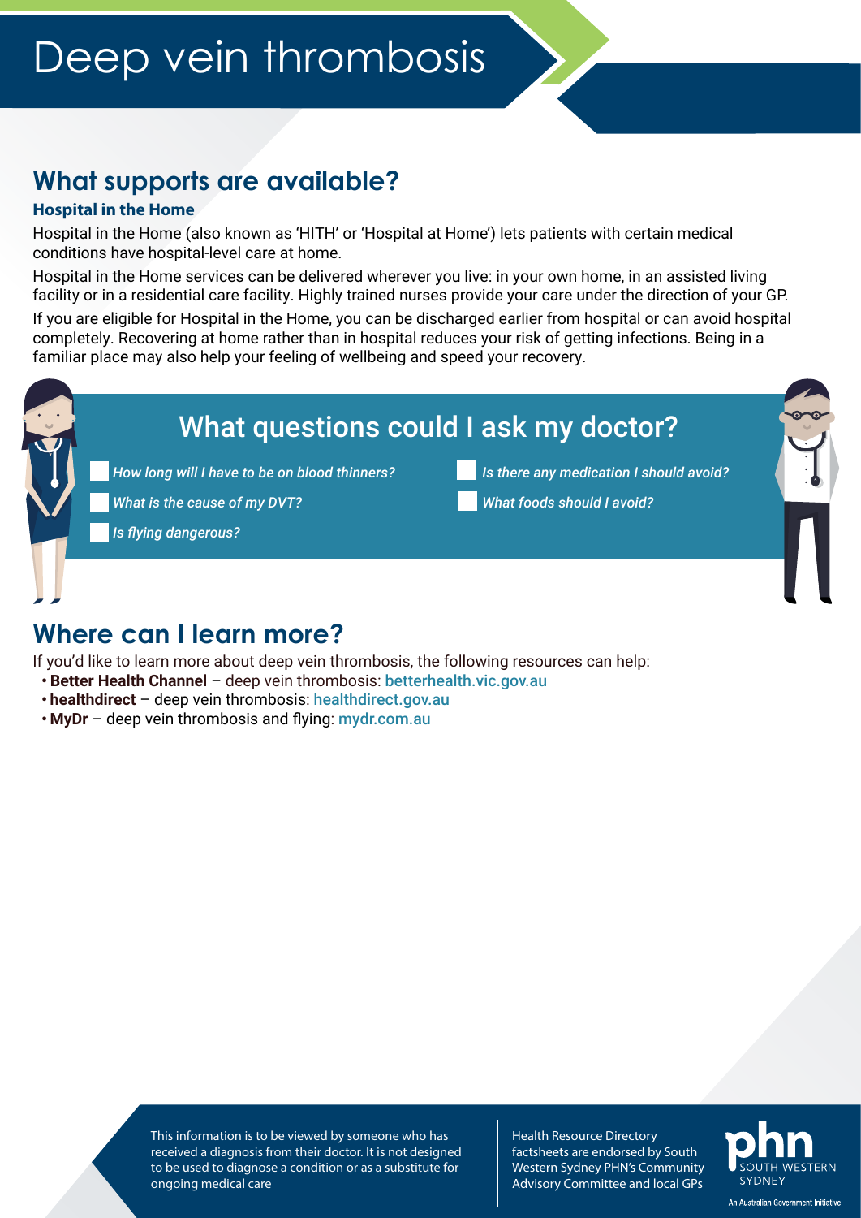# Deep vein thrombosis

## What supports are available?

### Hospital in the Home

Hospital in the Home (also known as 'HITH' or 'Hospital at Home') lets patients with certain medical conditions have hospital-level care at home.

Hospital in the Home services can be delivered wherever you live: in your own home, in an assisted living facility or in a residential care facility. Highly trained nurses provide your care under the direction of your GP.

If you are eligible for Hospital in the Home, you can be discharged earlier from hospital or can avoid hospital completely. Recovering at home rather than in hospital reduces your risk of getting infections. Being in a familiar place may also help your feeling of wellbeing and speed your recovery.

## What questions could I ask my doctor?

- *How long will I have to be on blood thinners?*
- *What is the cause of my DVT?*
- *Is flying dangerous?*
- *Is there any medication I should avoid?*
- *What foods should I avoid?*

## Where can I learn more?

If you'd like to learn more about deep vein thrombosis, the following resources can help:

- **Better Health Channel** – deep vein thrombosis: **betterhealth.vic.gov.au**
- **healthdirect** – deep vein thrombosis: **healthdirect.gov.au**
- **MyDr** – deep vein thrombosis and flying: **mydr.com.au**

This information is to be viewed by someone who has received a diagnosis from their doctor. It is not designed to be used to diagnose a condition or as a substitute for ongoing medical care

Health Resource Directory factsheets are endorsed by South Western Sydney PHN's Community Advisory Committee and local GPs

phn SOUTH WESTERN SYDNEY

An Australian Government Initiative